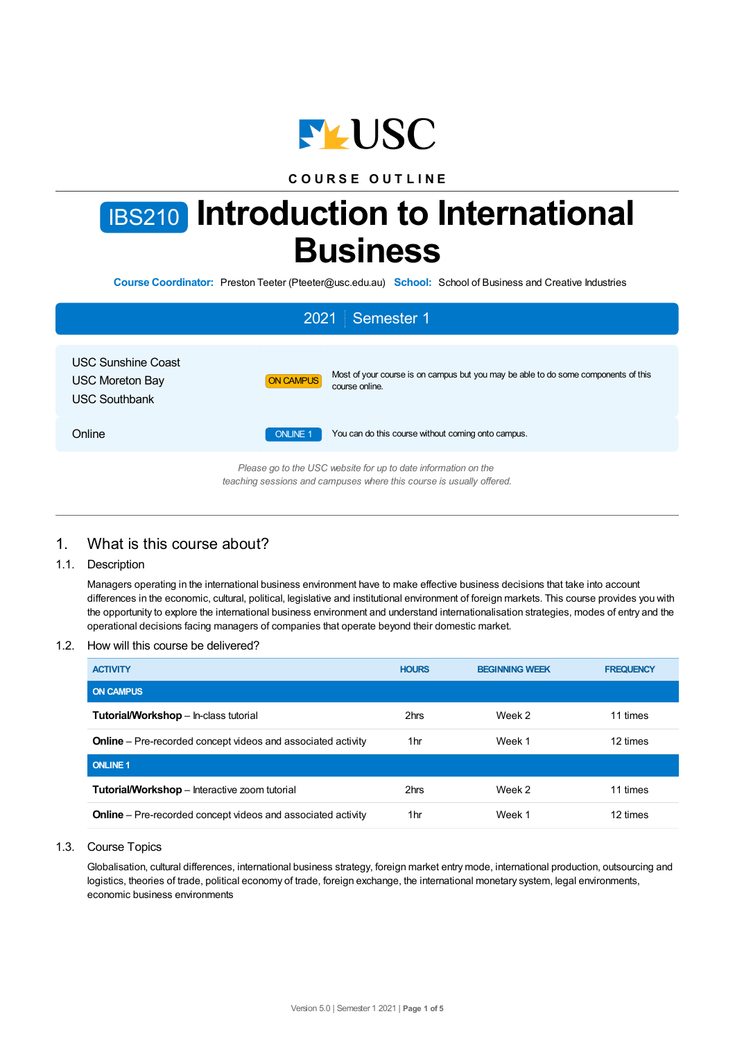USC

COURSE OUTLINE

# IBS210 Introduction to International Business

**Course Coordinator:** Preston Teeter (Pteeter@usc.edu.au) **School:** School of Business and Creative Industries

**2021 | Semester 1**

| | | |
|---|---|---|
| USC Sunshine Coast<br>USC Moreton Bay<br>USC Southbank | ON CAMPUS | Most of your course is on campus but you may be able to do some components of this course online. |
| Online | ONLINE 1 | You can do this course without coming onto campus. |

*Please go to the USC website for up to date information on the teaching sessions and campuses where this course is usually offered.*

## 1. What is this course about?

### 1.1. Description

Managers operating in the international business environment have to make effective business decisions that take into account differences in the economic, cultural, political, legislative and institutional environment of foreign markets. This course provides you with the opportunity to explore the international business environment and understand internationalisation strategies, modes of entry and the operational decisions facing managers of companies that operate beyond their domestic market.

### 1.2. How will this course be delivered?

| ACTIVITY | HOURS | BEGINNING WEEK | FREQUENCY |
|---|---|---|---|
| **ON CAMPUS** | | | |
| **Tutorial/Workshop** – In-class tutorial | 2hrs | Week 2 | 11 times |
| **Online** – Pre-recorded concept videos and associated activity | 1hr | Week 1 | 12 times |
| **ONLINE 1** | | | |
| **Tutorial/Workshop** – Interactive zoom tutorial | 2hrs | Week 2 | 11 times |
| **Online** – Pre-recorded concept videos and associated activity | 1hr | Week 1 | 12 times |

### 1.3. Course Topics

Globalisation, cultural differences, international business strategy, foreign market entry mode, international production, outsourcing and logistics, theories of trade, political economy of trade, foreign exchange, the international monetary system, legal environments, economic business environments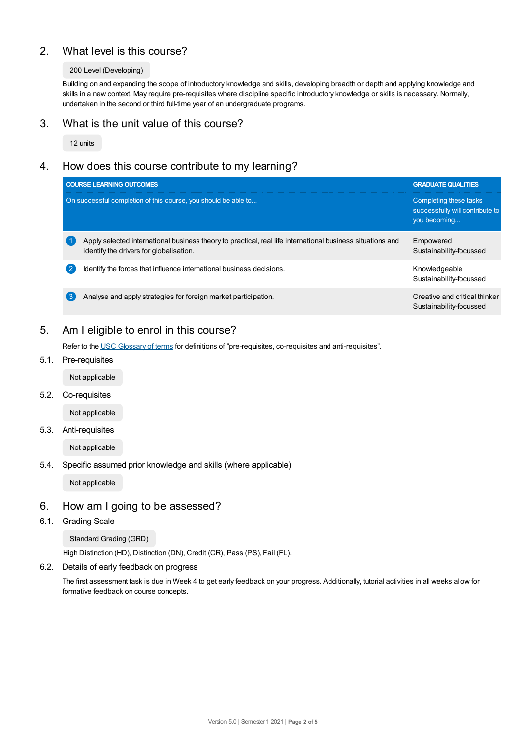## 2. What level is this course?

200 Level (Developing)

Building on and expanding the scope of introductory knowledge and skills, developing breadth or depth and applying knowledge and skills in a new context. May require pre-requisites where discipline specific introductory knowledge or skills is necessary. Normally, undertaken in the second or third full-time year of an undergraduate programs.

## 3. What is the unit value of this course?

12 units

## 4. How does this course contribute to my learning?

| COURSE LEARNING OUTCOMES<br>On successful completion of this course, you should be able to... | GRADUATE QUALITIES<br>Completing these tasks successfully will contribute to you becoming... |
|---|---|
| 1 Apply selected international business theory to practical, real life international business situations and identify the drivers for globalisation. | Empowered<br>Sustainability-focussed |
| 2 Identify the forces that influence international business decisions. | Knowledgeable<br>Sustainability-focussed |
| 3 Analyse and apply strategies for foreign market participation. | Creative and critical thinker<br>Sustainability-focussed |

## 5. Am I eligible to enrol in this course?

Refer to the USC Glossary of terms for definitions of "pre-requisites, co-requisites and anti-requisites".

### 5.1. Pre-requisites

Not applicable

### 5.2. Co-requisites

Not applicable

### 5.3. Anti-requisites

Not applicable

### 5.4. Specific assumed prior knowledge and skills (where applicable)

Not applicable

## 6. How am I going to be assessed?

### 6.1. Grading Scale

Standard Grading (GRD)

High Distinction (HD), Distinction (DN), Credit (CR), Pass (PS), Fail (FL).

### 6.2. Details of early feedback on progress

The first assessment task is due in Week 4 to get early feedback on your progress. Additionally, tutorial activities in all weeks allow for formative feedback on course concepts.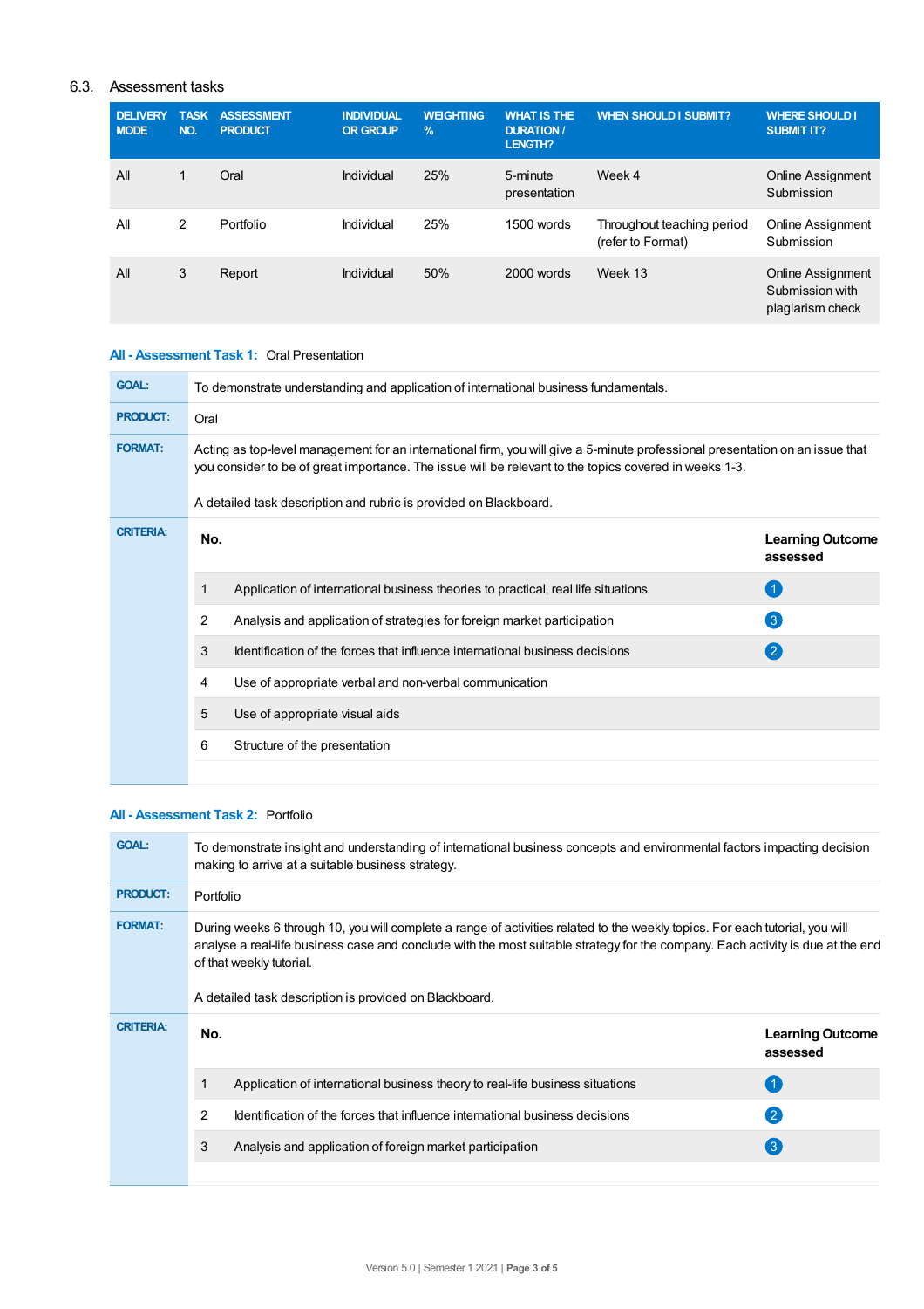### 6.3. Assessment tasks

| DELIVERY MODE | TASK NO. | ASSESSMENT PRODUCT | INDIVIDUAL OR GROUP | WEIGHTING % | WHAT IS THE DURATION / LENGTH? | WHEN SHOULD I SUBMIT? | WHERE SHOULD I SUBMIT IT? |
|---|---|---|---|---|---|---|---|
| All | 1 | Oral | Individual | 25% | 5-minute presentation | Week 4 | Online Assignment Submission |
| All | 2 | Portfolio | Individual | 25% | 1500 words | Throughout teaching period (refer to Format) | Online Assignment Submission |
| All | 3 | Report | Individual | 50% | 2000 words | Week 13 | Online Assignment Submission with plagiarism check |

**All - Assessment Task 1:** Oral Presentation

**GOAL:** To demonstrate understanding and application of international business fundamentals.

**PRODUCT:** Oral

**FORMAT:** Acting as top-level management for an international firm, you will give a 5-minute professional presentation on an issue that you consider to be of great importance. The issue will be relevant to the topics covered in weeks 1-3.

A detailed task description and rubric is provided on Blackboard.

**CRITERIA:**

| No. | | Learning Outcome assessed |
|---|---|---|
| 1 | Application of international business theories to practical, real life situations | 1 |
| 2 | Analysis and application of strategies for foreign market participation | 3 |
| 3 | Identification of the forces that influence international business decisions | 2 |
| 4 | Use of appropriate verbal and non-verbal communication | |
| 5 | Use of appropriate visual aids | |
| 6 | Structure of the presentation | |

**All - Assessment Task 2:** Portfolio

**GOAL:** To demonstrate insight and understanding of international business concepts and environmental factors impacting decision making to arrive at a suitable business strategy.

**PRODUCT:** Portfolio

**FORMAT:** During weeks 6 through 10, you will complete a range of activities related to the weekly topics. For each tutorial, you will analyse a real-life business case and conclude with the most suitable strategy for the company. Each activity is due at the end of that weekly tutorial.

A detailed task description is provided on Blackboard.

**CRITERIA:**

| No. | | Learning Outcome assessed |
|---|---|---|
| 1 | Application of international business theory to real-life business situations | 1 |
| 2 | Identification of the forces that influence international business decisions | 2 |
| 3 | Analysis and application of foreign market participation | 3 |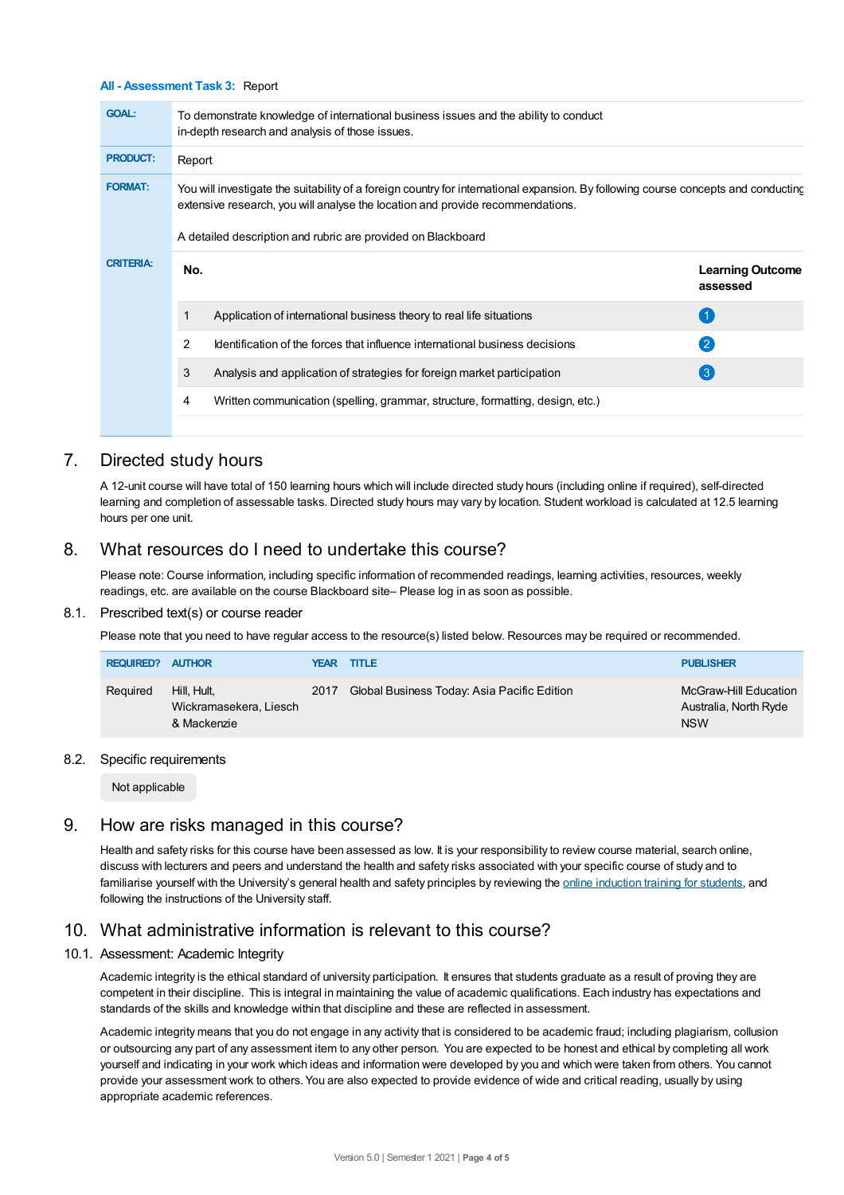**All - Assessment Task 3:** Report

| | |
|---|---|
| **GOAL:** | To demonstrate knowledge of international business issues and the ability to conduct in-depth research and analysis of those issues. |
| **PRODUCT:** | Report |
| **FORMAT:** | You will investigate the suitability of a foreign country for international expansion. By following course concepts and conducting extensive research, you will analyse the location and provide recommendations.<br><br>A detailed description and rubric are provided on Blackboard |
| **CRITERIA:** | |

| No. | | Learning Outcome assessed |
|---|---|---|
| 1 | Application of international business theory to real life situations | 1 |
| 2 | Identification of the forces that influence international business decisions | 2 |
| 3 | Analysis and application of strategies for foreign market participation | 3 |
| 4 | Written communication (spelling, grammar, structure, formatting, design, etc.) | |

# 7. Directed study hours

A 12-unit course will have total of 150 learning hours which will include directed study hours (including online if required), self-directed learning and completion of assessable tasks. Directed study hours may vary by location. Student workload is calculated at 12.5 learning hours per one unit.

# 8. What resources do I need to undertake this course?

Please note: Course information, including specific information of recommended readings, learning activities, resources, weekly readings, etc. are available on the course Blackboard site– Please log in as soon as possible.

## 8.1. Prescribed text(s) or course reader

Please note that you need to have regular access to the resource(s) listed below. Resources may be required or recommended.

| REQUIRED? | AUTHOR | YEAR | TITLE | PUBLISHER |
|---|---|---|---|---|
| Required | Hill, Hult, Wickramasekera, Liesch & Mackenzie | 2017 | Global Business Today: Asia Pacific Edition | McGraw-Hill Education Australia, North Ryde NSW |

## 8.2. Specific requirements

Not applicable

# 9. How are risks managed in this course?

Health and safety risks for this course have been assessed as low. It is your responsibility to review course material, search online, discuss with lecturers and peers and understand the health and safety risks associated with your specific course of study and to familiarise yourself with the University's general health and safety principles by reviewing the online induction training for students, and following the instructions of the University staff.

# 10. What administrative information is relevant to this course?

## 10.1. Assessment: Academic Integrity

Academic integrity is the ethical standard of university participation. It ensures that students graduate as a result of proving they are competent in their discipline. This is integral in maintaining the value of academic qualifications. Each industry has expectations and standards of the skills and knowledge within that discipline and these are reflected in assessment.

Academic integrity means that you do not engage in any activity that is considered to be academic fraud; including plagiarism, collusion or outsourcing any part of any assessment item to any other person. You are expected to be honest and ethical by completing all work yourself and indicating in your work which ideas and information were developed by you and which were taken from others. You cannot provide your assessment work to others. You are also expected to provide evidence of wide and critical reading, usually by using appropriate academic references.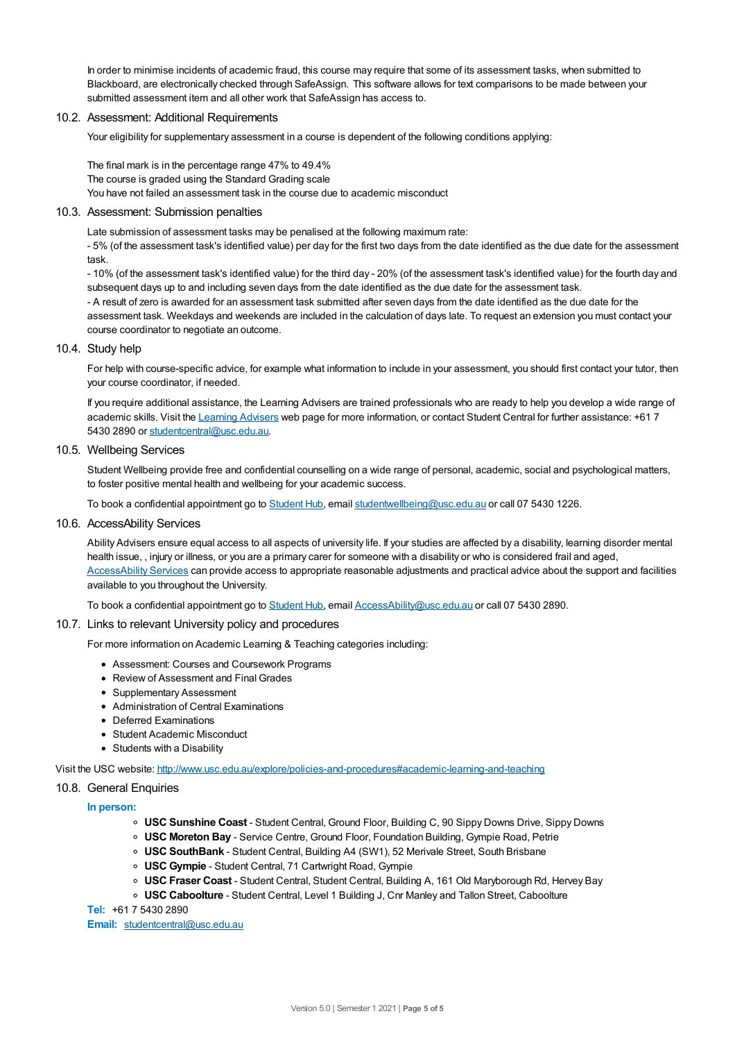In order to minimise incidents of academic fraud, this course may require that some of its assessment tasks, when submitted to Blackboard, are electronically checked through SafeAssign. This software allows for text comparisons to be made between your submitted assessment item and all other work that SafeAssign has access to.

### 10.2. Assessment: Additional Requirements

Your eligibility for supplementary assessment in a course is dependent of the following conditions applying:

The final mark is in the percentage range 47% to 49.4%
The course is graded using the Standard Grading scale
You have not failed an assessment task in the course due to academic misconduct

### 10.3. Assessment: Submission penalties

Late submission of assessment tasks may be penalised at the following maximum rate:
- 5% (of the assessment task's identified value) per day for the first two days from the date identified as the due date for the assessment task.
- 10% (of the assessment task's identified value) for the third day - 20% (of the assessment task's identified value) for the fourth day and subsequent days up to and including seven days from the date identified as the due date for the assessment task.
- A result of zero is awarded for an assessment task submitted after seven days from the date identified as the due date for the assessment task. Weekdays and weekends are included in the calculation of days late. To request an extension you must contact your course coordinator to negotiate an outcome.

### 10.4. Study help

For help with course-specific advice, for example what information to include in your assessment, you should first contact your tutor, then your course coordinator, if needed.

If you require additional assistance, the Learning Advisers are trained professionals who are ready to help you develop a wide range of academic skills. Visit the Learning Advisers web page for more information, or contact Student Central for further assistance: +61 7 5430 2890 or studentcentral@usc.edu.au.

### 10.5. Wellbeing Services

Student Wellbeing provide free and confidential counselling on a wide range of personal, academic, social and psychological matters, to foster positive mental health and wellbeing for your academic success.

To book a confidential appointment go to Student Hub, email studentwellbeing@usc.edu.au or call 07 5430 1226.

### 10.6. AccessAbility Services

Ability Advisers ensure equal access to all aspects of university life. If your studies are affected by a disability, learning disorder mental health issue, , injury or illness, or you are a primary carer for someone with a disability or who is considered frail and aged, AccessAbility Services can provide access to appropriate reasonable adjustments and practical advice about the support and facilities available to you throughout the University.

To book a confidential appointment go to Student Hub, email AccessAbility@usc.edu.au or call 07 5430 2890.

### 10.7. Links to relevant University policy and procedures

For more information on Academic Learning & Teaching categories including:

- Assessment: Courses and Coursework Programs
- Review of Assessment and Final Grades
- Supplementary Assessment
- Administration of Central Examinations
- Deferred Examinations
- Student Academic Misconduct
- Students with a Disability

Visit the USC website: http://www.usc.edu.au/explore/policies-and-procedures#academic-learning-and-teaching

### 10.8. General Enquiries

**In person:**

- **USC Sunshine Coast** - Student Central, Ground Floor, Building C, 90 Sippy Downs Drive, Sippy Downs
- **USC Moreton Bay** - Service Centre, Ground Floor, Foundation Building, Gympie Road, Petrie
- **USC SouthBank** - Student Central, Building A4 (SW1), 52 Merivale Street, South Brisbane
- **USC Gympie** - Student Central, 71 Cartwright Road, Gympie
- **USC Fraser Coast** - Student Central, Student Central, Building A, 161 Old Maryborough Rd, Hervey Bay
- **USC Caboolture** - Student Central, Level 1 Building J, Cnr Manley and Tallon Street, Caboolture

**Tel:** +61 7 5430 2890

**Email:** studentcentral@usc.edu.au